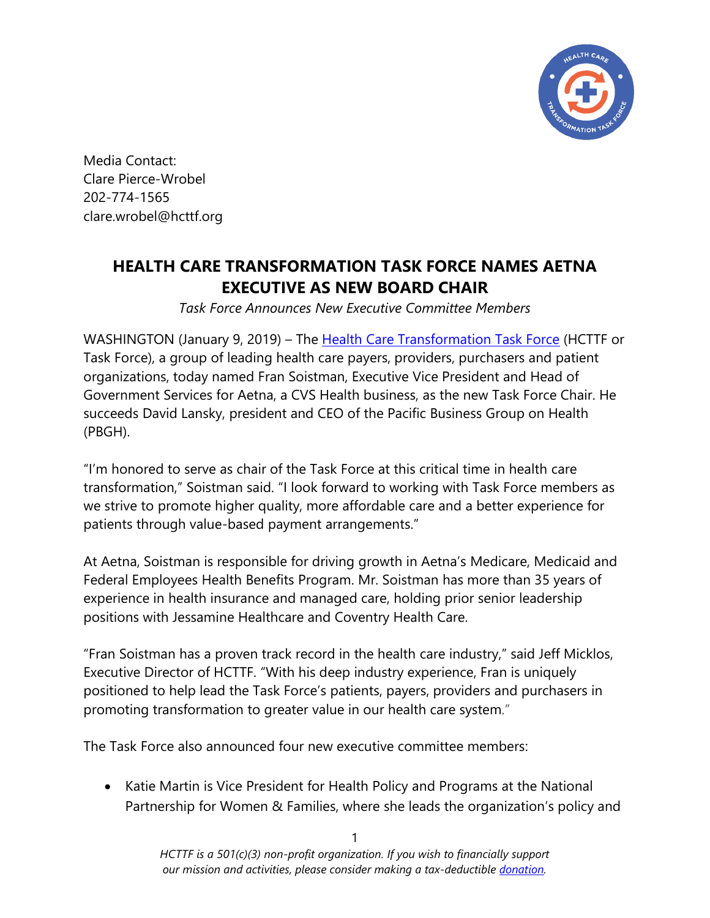Media Contact:
Clare Pierce-Wrobel
202-774-1565
clare.wrobel@hcttf.org

# HEALTH CARE TRANSFORMATION TASK FORCE NAMES AETNA EXECUTIVE AS NEW BOARD CHAIR

*Task Force Announces New Executive Committee Members*

WASHINGTON (January 9, 2019) – The Health Care Transformation Task Force (HCTTF or Task Force), a group of leading health care payers, providers, purchasers and patient organizations, today named Fran Soistman, Executive Vice President and Head of Government Services for Aetna, a CVS Health business, as the new Task Force Chair. He succeeds David Lansky, president and CEO of the Pacific Business Group on Health (PBGH).

"I'm honored to serve as chair of the Task Force at this critical time in health care transformation," Soistman said. "I look forward to working with Task Force members as we strive to promote higher quality, more affordable care and a better experience for patients through value-based payment arrangements."

At Aetna, Soistman is responsible for driving growth in Aetna's Medicare, Medicaid and Federal Employees Health Benefits Program. Mr. Soistman has more than 35 years of experience in health insurance and managed care, holding prior senior leadership positions with Jessamine Healthcare and Coventry Health Care.

"Fran Soistman has a proven track record in the health care industry," said Jeff Micklos, Executive Director of HCTTF. "With his deep industry experience, Fran is uniquely positioned to help lead the Task Force's patients, payers, providers and purchasers in promoting transformation to greater value in our health care system."

The Task Force also announced four new executive committee members:

- Katie Martin is Vice President for Health Policy and Programs at the National Partnership for Women & Families, where she leads the organization's policy and

*HCTTF is a 501(c)(3) non-profit organization. If you wish to financially support our mission and activities, please consider making a tax-deductible donation.*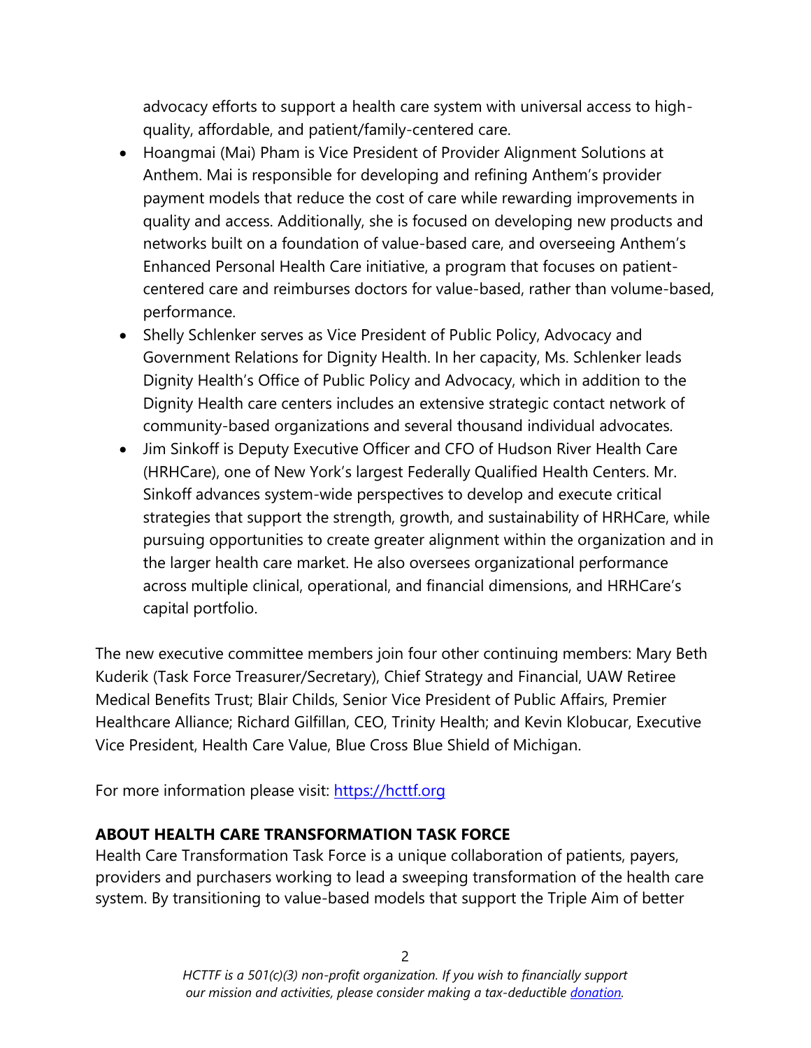advocacy efforts to support a health care system with universal access to high-quality, affordable, and patient/family-centered care.

- Hoangmai (Mai) Pham is Vice President of Provider Alignment Solutions at Anthem. Mai is responsible for developing and refining Anthem's provider payment models that reduce the cost of care while rewarding improvements in quality and access. Additionally, she is focused on developing new products and networks built on a foundation of value-based care, and overseeing Anthem's Enhanced Personal Health Care initiative, a program that focuses on patient-centered care and reimburses doctors for value-based, rather than volume-based, performance.
- Shelly Schlenker serves as Vice President of Public Policy, Advocacy and Government Relations for Dignity Health. In her capacity, Ms. Schlenker leads Dignity Health's Office of Public Policy and Advocacy, which in addition to the Dignity Health care centers includes an extensive strategic contact network of community-based organizations and several thousand individual advocates.
- Jim Sinkoff is Deputy Executive Officer and CFO of Hudson River Health Care (HRHCare), one of New York's largest Federally Qualified Health Centers. Mr. Sinkoff advances system-wide perspectives to develop and execute critical strategies that support the strength, growth, and sustainability of HRHCare, while pursuing opportunities to create greater alignment within the organization and in the larger health care market. He also oversees organizational performance across multiple clinical, operational, and financial dimensions, and HRHCare's capital portfolio.

The new executive committee members join four other continuing members: Mary Beth Kuderik (Task Force Treasurer/Secretary), Chief Strategy and Financial, UAW Retiree Medical Benefits Trust; Blair Childs, Senior Vice President of Public Affairs, Premier Healthcare Alliance; Richard Gilfillan, CEO, Trinity Health; and Kevin Klobucar, Executive Vice President, Health Care Value, Blue Cross Blue Shield of Michigan.

For more information please visit: [https://hcttf.org](https://hcttf.org)

**ABOUT HEALTH CARE TRANSFORMATION TASK FORCE**

Health Care Transformation Task Force is a unique collaboration of patients, payers, providers and purchasers working to lead a sweeping transformation of the health care system. By transitioning to value-based models that support the Triple Aim of better

*HCTTF is a 501(c)(3) non-profit organization. If you wish to financially support our mission and activities, please consider making a tax-deductible [donation](donation).*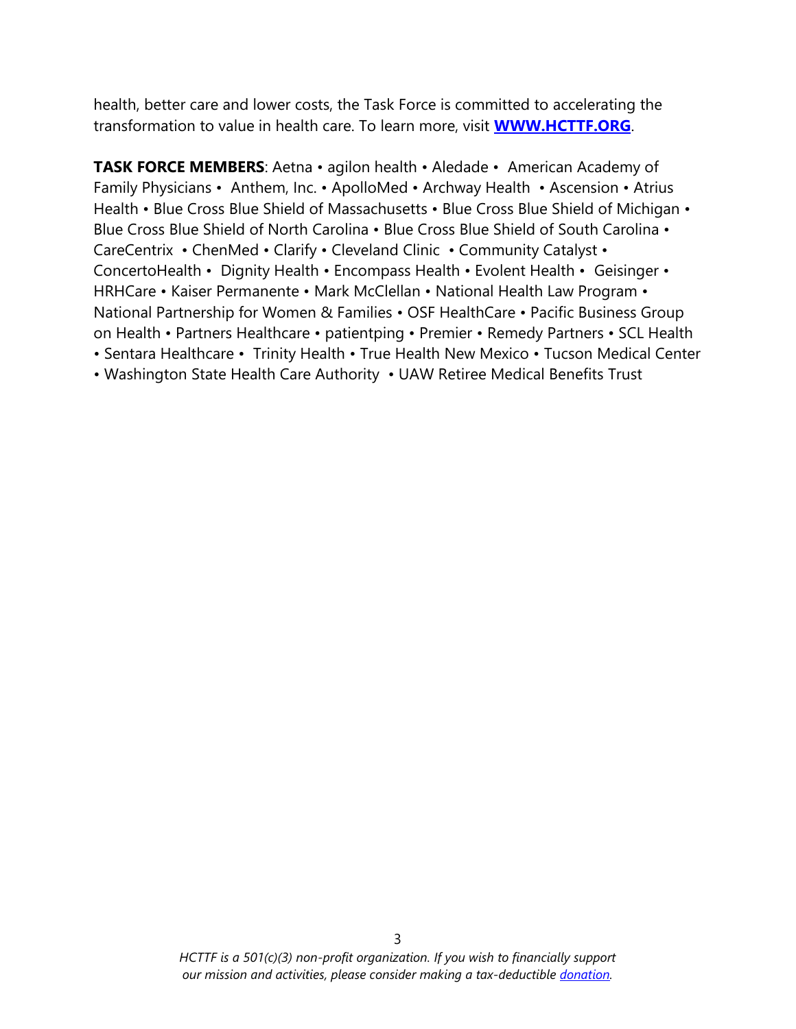health, better care and lower costs, the Task Force is committed to accelerating the transformation to value in health care. To learn more, visit **WWW.HCTTF.ORG**.

**TASK FORCE MEMBERS**: Aetna • agilon health • Aledade • American Academy of Family Physicians • Anthem, Inc. • ApolloMed • Archway Health • Ascension • Atrius Health • Blue Cross Blue Shield of Massachusetts • Blue Cross Blue Shield of Michigan • Blue Cross Blue Shield of North Carolina • Blue Cross Blue Shield of South Carolina • CareCentrix • ChenMed • Clarify • Cleveland Clinic • Community Catalyst • ConcertoHealth • Dignity Health • Encompass Health • Evolent Health • Geisinger • HRHCare • Kaiser Permanente • Mark McClellan • National Health Law Program • National Partnership for Women & Families • OSF HealthCare • Pacific Business Group on Health • Partners Healthcare • patientping • Premier • Remedy Partners • SCL Health • Sentara Healthcare • Trinity Health • True Health New Mexico • Tucson Medical Center • Washington State Health Care Authority • UAW Retiree Medical Benefits Trust

*HCTTF is a 501(c)(3) non-profit organization. If you wish to financially support our mission and activities, please consider making a tax-deductible donation.*